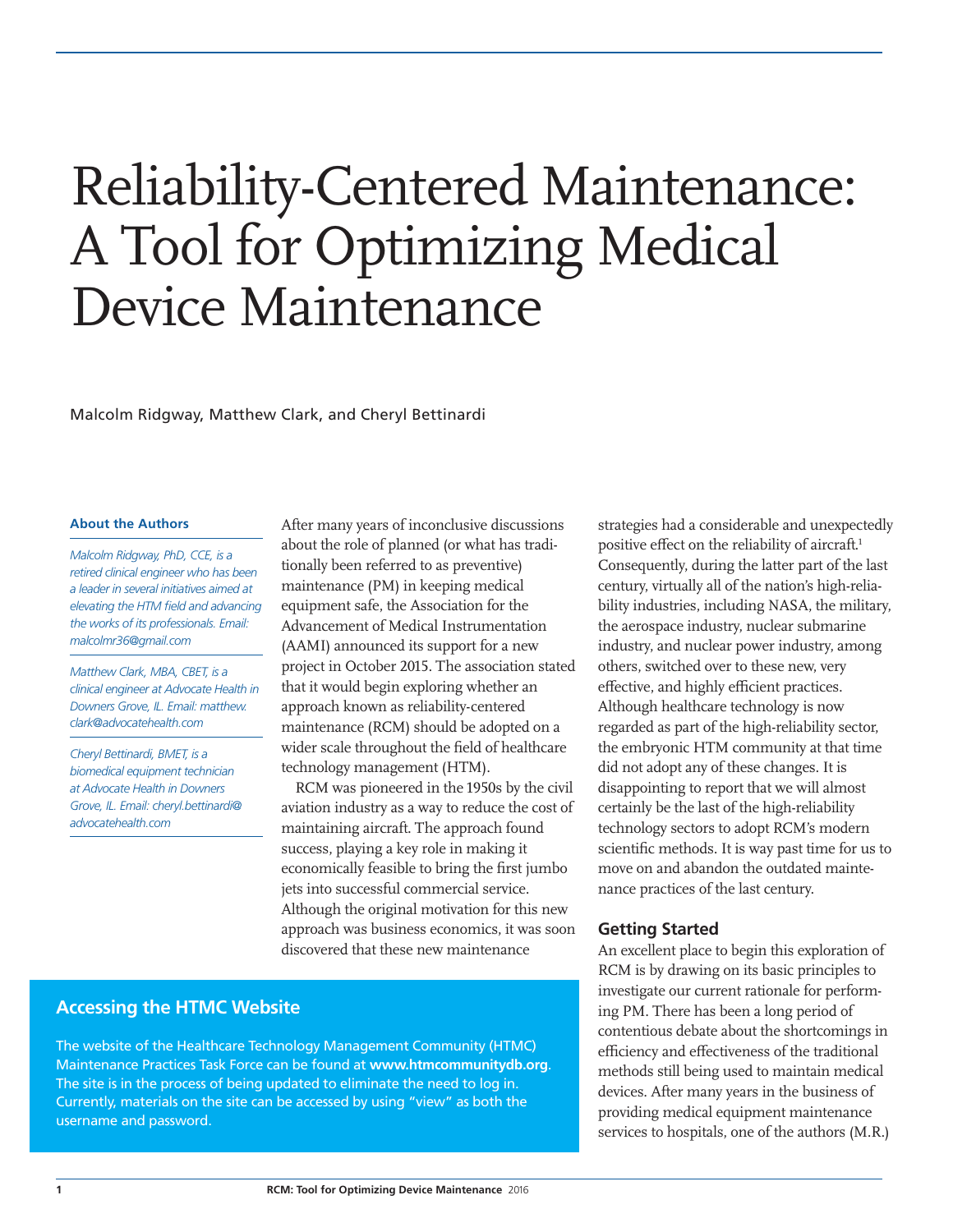# Reliability-Centered Maintenance: A Tool for Optimizing Medical Device Maintenance

Malcolm Ridgway, Matthew Clark, and Cheryl Bettinardi

**About the Authors**

*Malcolm Ridgway, PhD, CCE, is a retired clinical engineer who has been a leader in several initiatives aimed at elevating the HTM field and advancing the works of its professionals. Email: malcolmr36@gmail.com*

*Matthew Clark, MBA, CBET, is a clinical engineer at Advocate Health in Downers Grove, IL. Email: matthew.clark@advocatehealth.com*

*Cheryl Bettinardi, BMET, is a biomedical equipment technician at Advocate Health in Downers Grove, IL. Email: cheryl.bettinardi@advocatehealth.com*

After many years of inconclusive discussions about the role of planned (or what has traditionally been referred to as preventive) maintenance (PM) in keeping medical equipment safe, the Association for the Advancement of Medical Instrumentation (AAMI) announced its support for a new project in October 2015. The association stated that it would begin exploring whether an approach known as reliability-centered maintenance (RCM) should be adopted on a wider scale throughout the field of healthcare technology management (HTM).

RCM was pioneered in the 1950s by the civil aviation industry as a way to reduce the cost of maintaining aircraft. The approach found success, playing a key role in making it economically feasible to bring the first jumbo jets into successful commercial service. Although the original motivation for this new approach was business economics, it was soon discovered that these new maintenance strategies had a considerable and unexpectedly positive effect on the reliability of aircraft.[1] Consequently, during the latter part of the last century, virtually all of the nation's high-reliability industries, including NASA, the military, the aerospace industry, nuclear submarine industry, and nuclear power industry, among others, switched over to these new, very effective, and highly efficient practices. Although healthcare technology is now regarded as part of the high-reliability sector, the embryonic HTM community at that time did not adopt any of these changes. It is disappointing to report that we will almost certainly be the last of the high-reliability technology sectors to adopt RCM's modern scientific methods. It is way past time for us to move on and abandon the outdated maintenance practices of the last century.

## Getting Started

An excellent place to begin this exploration of RCM is by drawing on its basic principles to investigate our current rationale for performing PM. There has been a long period of contentious debate about the shortcomings in efficiency and effectiveness of the traditional methods still being used to maintain medical devices. After many years in the business of providing medical equipment maintenance services to hospitals, one of the authors (M.R.)

## Accessing the HTMC Website

The website of the Healthcare Technology Management Community (HTMC) Maintenance Practices Task Force can be found at **www.htmcommunitydb.org**. The site is in the process of being updated to eliminate the need to log in. Currently, materials on the site can be accessed by using "view" as both the username and password.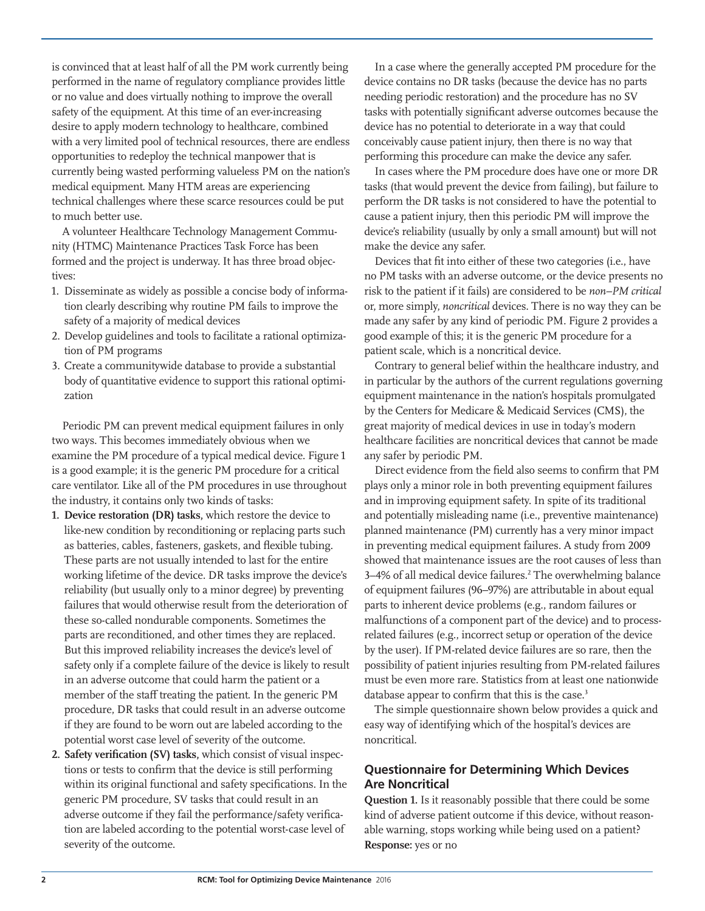is convinced that at least half of all the PM work currently being performed in the name of regulatory compliance provides little or no value and does virtually nothing to improve the overall safety of the equipment. At this time of an ever-increasing desire to apply modern technology to healthcare, combined with a very limited pool of technical resources, there are endless opportunities to redeploy the technical manpower that is currently being wasted performing valueless PM on the nation's medical equipment. Many HTM areas are experiencing technical challenges where these scarce resources could be put to much better use.

A volunteer Healthcare Technology Management Community (HTMC) Maintenance Practices Task Force has been formed and the project is underway. It has three broad objectives:

1. Disseminate as widely as possible a concise body of information clearly describing why routine PM fails to improve the safety of a majority of medical devices
2. Develop guidelines and tools to facilitate a rational optimization of PM programs
3. Create a communitywide database to provide a substantial body of quantitative evidence to support this rational optimization

Periodic PM can prevent medical equipment failures in only two ways. This becomes immediately obvious when we examine the PM procedure of a typical medical device. Figure 1 is a good example; it is the generic PM procedure for a critical care ventilator. Like all of the PM procedures in use throughout the industry, it contains only two kinds of tasks:

1. **Device restoration (DR) tasks,** which restore the device to like-new condition by reconditioning or replacing parts such as batteries, cables, fasteners, gaskets, and flexible tubing. These parts are not usually intended to last for the entire working lifetime of the device. DR tasks improve the device's reliability (but usually only to a minor degree) by preventing failures that would otherwise result from the deterioration of these so-called nondurable components. Sometimes the parts are reconditioned, and other times they are replaced. But this improved reliability increases the device's level of safety only if a complete failure of the device is likely to result in an adverse outcome that could harm the patient or a member of the staff treating the patient. In the generic PM procedure, DR tasks that could result in an adverse outcome if they are found to be worn out are labeled according to the potential worst case level of severity of the outcome.
2. **Safety verification (SV) tasks,** which consist of visual inspections or tests to confirm that the device is still performing within its original functional and safety specifications. In the generic PM procedure, SV tasks that could result in an adverse outcome if they fail the performance/safety verification are labeled according to the potential worst-case level of severity of the outcome.

In a case where the generally accepted PM procedure for the device contains no DR tasks (because the device has no parts needing periodic restoration) and the procedure has no SV tasks with potentially significant adverse outcomes because the device has no potential to deteriorate in a way that could conceivably cause patient injury, then there is no way that performing this procedure can make the device any safer.

In cases where the PM procedure does have one or more DR tasks (that would prevent the device from failing), but failure to perform the DR tasks is not considered to have the potential to cause a patient injury, then this periodic PM will improve the device's reliability (usually by only a small amount) but will not make the device any safer.

Devices that fit into either of these two categories (i.e., have no PM tasks with an adverse outcome, or the device presents no risk to the patient if it fails) are considered to be *non–PM critical* or, more simply, *noncritical* devices. There is no way they can be made any safer by any kind of periodic PM. Figure 2 provides a good example of this; it is the generic PM procedure for a patient scale, which is a noncritical device.

Contrary to general belief within the healthcare industry, and in particular by the authors of the current regulations governing equipment maintenance in the nation's hospitals promulgated by the Centers for Medicare & Medicaid Services (CMS), the great majority of medical devices in use in today's modern healthcare facilities are noncritical devices that cannot be made any safer by periodic PM.

Direct evidence from the field also seems to confirm that PM plays only a minor role in both preventing equipment failures and in improving equipment safety. In spite of its traditional and potentially misleading name (i.e., preventive maintenance) planned maintenance (PM) currently has a very minor impact in preventing medical equipment failures. A study from 2009 showed that maintenance issues are the root causes of less than 3–4% of all medical device failures.[2] The overwhelming balance of equipment failures (96–97%) are attributable in about equal parts to inherent device problems (e.g., random failures or malfunctions of a component part of the device) and to process-related failures (e.g., incorrect setup or operation of the device by the user). If PM-related device failures are so rare, then the possibility of patient injuries resulting from PM-related failures must be even more rare. Statistics from at least one nationwide database appear to confirm that this is the case.[3]

The simple questionnaire shown below provides a quick and easy way of identifying which of the hospital's devices are noncritical.

## Questionnaire for Determining Which Devices Are Noncritical

**Question 1.** Is it reasonably possible that there could be some kind of adverse patient outcome if this device, without reasonable warning, stops working while being used on a patient?
**Response:** yes or no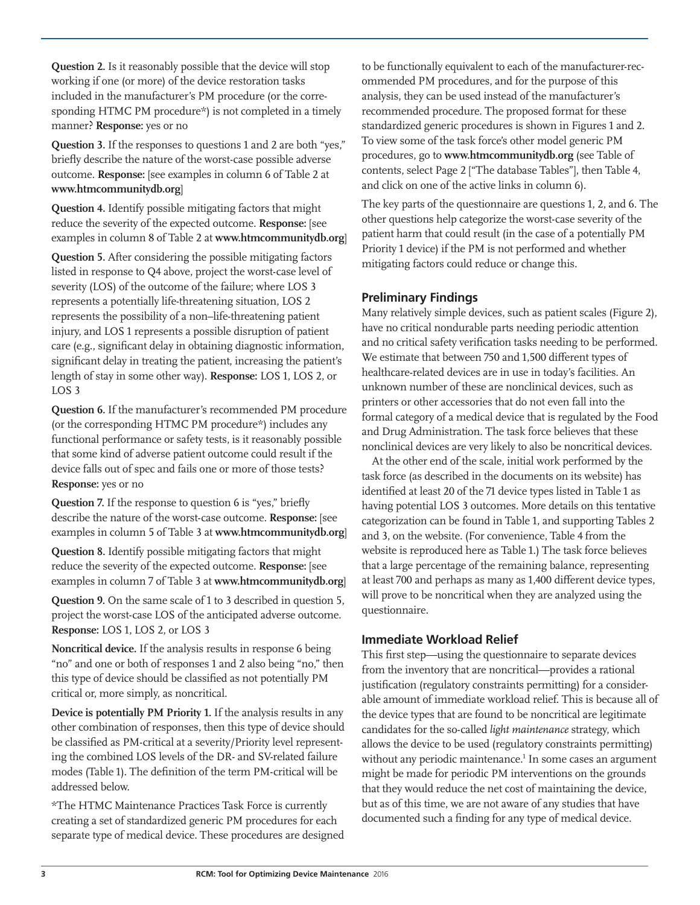**Question 2.** Is it reasonably possible that the device will stop working if one (or more) of the device restoration tasks included in the manufacturer's PM procedure (or the corresponding HTMC PM procedure*) is not completed in a timely manner? **Response:** yes or no

**Question 3.** If the responses to questions 1 and 2 are both "yes," briefly describe the nature of the worst-case possible adverse outcome. **Response:** [see examples in column 6 of Table 2 at **www.htmcommunitydb.org**]

**Question 4.** Identify possible mitigating factors that might reduce the severity of the expected outcome. **Response:** [see examples in column 8 of Table 2 at **www.htmcommunitydb.org**]

**Question 5.** After considering the possible mitigating factors listed in response to Q4 above, project the worst-case level of severity (LOS) of the outcome of the failure; where LOS 3 represents a potentially life-threatening situation, LOS 2 represents the possibility of a non–life-threatening patient injury, and LOS 1 represents a possible disruption of patient care (e.g., significant delay in obtaining diagnostic information, significant delay in treating the patient, increasing the patient's length of stay in some other way). **Response:** LOS 1, LOS 2, or LOS 3

**Question 6.** If the manufacturer's recommended PM procedure (or the corresponding HTMC PM procedure*) includes any functional performance or safety tests, is it reasonably possible that some kind of adverse patient outcome could result if the device falls out of spec and fails one or more of those tests? **Response:** yes or no

**Question 7.** If the response to question 6 is "yes," briefly describe the nature of the worst-case outcome. **Response:** [see examples in column 5 of Table 3 at **www.htmcommunitydb.org**]

**Question 8.** Identify possible mitigating factors that might reduce the severity of the expected outcome. **Response:** [see examples in column 7 of Table 3 at **www.htmcommunitydb.org**]

**Question 9.** On the same scale of 1 to 3 described in question 5, project the worst-case LOS of the anticipated adverse outcome. **Response:** LOS 1, LOS 2, or LOS 3

**Noncritical device.** If the analysis results in response 6 being "no" and one or both of responses 1 and 2 also being "no," then this type of device should be classified as not potentially PM critical or, more simply, as noncritical.

**Device is potentially PM Priority 1.** If the analysis results in any other combination of responses, then this type of device should be classified as PM-critical at a severity/Priority level representing the combined LOS levels of the DR- and SV-related failure modes (Table 1). The definition of the term PM-critical will be addressed below.

*The HTMC Maintenance Practices Task Force is currently creating a set of standardized generic PM procedures for each separate type of medical device. These procedures are designed to be functionally equivalent to each of the manufacturer-recommended PM procedures, and for the purpose of this analysis, they can be used instead of the manufacturer's recommended procedure. The proposed format for these standardized generic procedures is shown in Figures 1 and 2. To view some of the task force's other model generic PM procedures, go to **www.htmcommunitydb.org** (see Table of contents, select Page 2 ["The database Tables"], then Table 4, and click on one of the active links in column 6).

The key parts of the questionnaire are questions 1, 2, and 6. The other questions help categorize the worst-case severity of the patient harm that could result (in the case of a potentially PM Priority 1 device) if the PM is not performed and whether mitigating factors could reduce or change this.

## Preliminary Findings

Many relatively simple devices, such as patient scales (Figure 2), have no critical nondurable parts needing periodic attention and no critical safety verification tasks needing to be performed. We estimate that between 750 and 1,500 different types of healthcare-related devices are in use in today's facilities. An unknown number of these are nonclinical devices, such as printers or other accessories that do not even fall into the formal category of a medical device that is regulated by the Food and Drug Administration. The task force believes that these nonclinical devices are very likely to also be noncritical devices.

At the other end of the scale, initial work performed by the task force (as described in the documents on its website) has identified at least 20 of the 71 device types listed in Table 1 as having potential LOS 3 outcomes. More details on this tentative categorization can be found in Table 1, and supporting Tables 2 and 3, on the website. (For convenience, Table 4 from the website is reproduced here as Table 1.) The task force believes that a large percentage of the remaining balance, representing at least 700 and perhaps as many as 1,400 different device types, will prove to be noncritical when they are analyzed using the questionnaire.

## Immediate Workload Relief

This first step—using the questionnaire to separate devices from the inventory that are noncritical—provides a rational justification (regulatory constraints permitting) for a considerable amount of immediate workload relief. This is because all of the device types that are found to be noncritical are legitimate candidates for the so-called *light maintenance* strategy, which allows the device to be used (regulatory constraints permitting) without any periodic maintenance.[1] In some cases an argument might be made for periodic PM interventions on the grounds that they would reduce the net cost of maintaining the device, but as of this time, we are not aware of any studies that have documented such a finding for any type of medical device.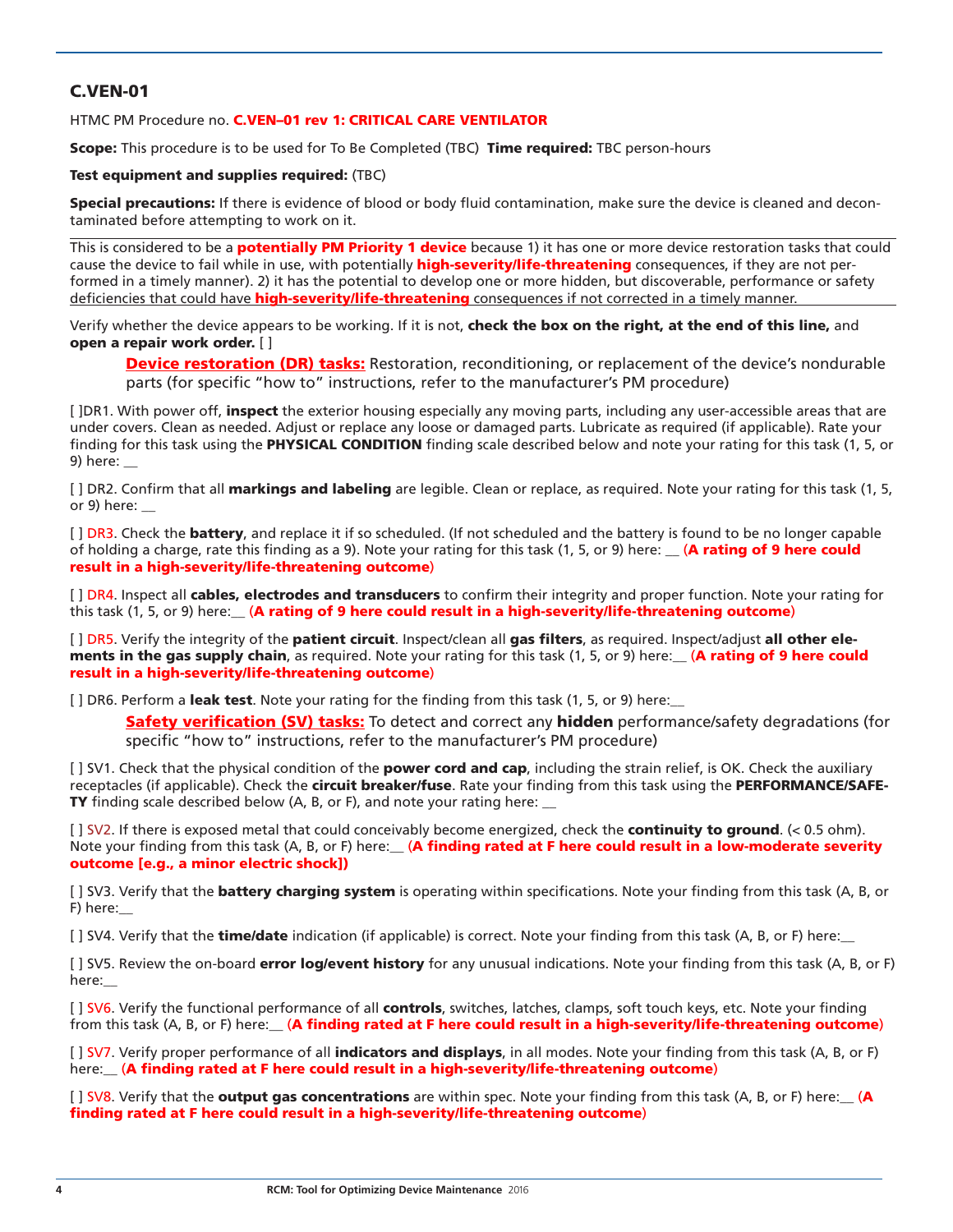## C.VEN-01

HTMC PM Procedure no. **C.VEN–01 rev 1: CRITICAL CARE VENTILATOR**

**Scope:** This procedure is to be used for To Be Completed (TBC) **Time required:** TBC person-hours

**Test equipment and supplies required:** (TBC)

**Special precautions:** If there is evidence of blood or body fluid contamination, make sure the device is cleaned and decontaminated before attempting to work on it.

This is considered to be a **potentially PM Priority 1 device** because 1) it has one or more device restoration tasks that could cause the device to fail while in use, with potentially **high-severity/life-threatening** consequences, if they are not performed in a timely manner). 2) it has the potential to develop one or more hidden, but discoverable, performance or safety deficiencies that could have **high-severity/life-threatening** consequences if not corrected in a timely manner.

Verify whether the device appears to be working. If it is not, **check the box on the right, at the end of this line,** and **open a repair work order.** [ ]

**Device restoration (DR) tasks:** Restoration, reconditioning, or replacement of the device's nondurable parts (for specific "how to" instructions, refer to the manufacturer's PM procedure)

[ ]DR1. With power off, **inspect** the exterior housing especially any moving parts, including any user-accessible areas that are under covers. Clean as needed. Adjust or replace any loose or damaged parts. Lubricate as required (if applicable). Rate your finding for this task using the **PHYSICAL CONDITION** finding scale described below and note your rating for this task (1, 5, or 9) here: __

[ ] DR2. Confirm that all **markings and labeling** are legible. Clean or replace, as required. Note your rating for this task (1, 5, or 9) here: __

[ ] DR3. Check the **battery**, and replace it if so scheduled. (If not scheduled and the battery is found to be no longer capable of holding a charge, rate this finding as a 9). Note your rating for this task (1, 5, or 9) here: __ (**A rating of 9 here could result in a high-severity/life-threatening outcome**)

[ ] DR4. Inspect all **cables, electrodes and transducers** to confirm their integrity and proper function. Note your rating for this task (1, 5, or 9) here:__ (**A rating of 9 here could result in a high-severity/life-threatening outcome**)

[ ] DR5. Verify the integrity of the **patient circuit**. Inspect/clean all **gas filters**, as required. Inspect/adjust **all other elements in the gas supply chain**, as required. Note your rating for this task (1, 5, or 9) here:__ (**A rating of 9 here could result in a high-severity/life-threatening outcome**)

[ ] DR6. Perform a **leak test**. Note your rating for the finding from this task (1, 5, or 9) here:__

**Safety verification (SV) tasks:** To detect and correct any **hidden** performance/safety degradations (for specific "how to" instructions, refer to the manufacturer's PM procedure)

[ ] SV1. Check that the physical condition of the **power cord and cap**, including the strain relief, is OK. Check the auxiliary receptacles (if applicable). Check the **circuit breaker/fuse**. Rate your finding from this task using the **PERFORMANCE/SAFETY** finding scale described below (A, B, or F), and note your rating here: __

[ ] SV2. If there is exposed metal that could conceivably become energized, check the **continuity to ground**. (< 0.5 ohm). Note your finding from this task (A, B, or F) here:__ (**A finding rated at F here could result in a low-moderate severity outcome [e.g., a minor electric shock]**)

[ ] SV3. Verify that the **battery charging system** is operating within specifications. Note your finding from this task (A, B, or F) here:__

[ ] SV4. Verify that the **time/date** indication (if applicable) is correct. Note your finding from this task (A, B, or F) here:__

[ ] SV5. Review the on-board **error log/event history** for any unusual indications. Note your finding from this task (A, B, or F) here:__

[ ] SV6. Verify the functional performance of all **controls**, switches, latches, clamps, soft touch keys, etc. Note your finding from this task (A, B, or F) here:__ (**A finding rated at F here could result in a high-severity/life-threatening outcome**)

[ ] SV7. Verify proper performance of all **indicators and displays**, in all modes. Note your finding from this task (A, B, or F) here:__ (**A finding rated at F here could result in a high-severity/life-threatening outcome**)

[ ] SV8. Verify that the **output gas concentrations** are within spec. Note your finding from this task (A, B, or F) here:__ (**A finding rated at F here could result in a high-severity/life-threatening outcome**)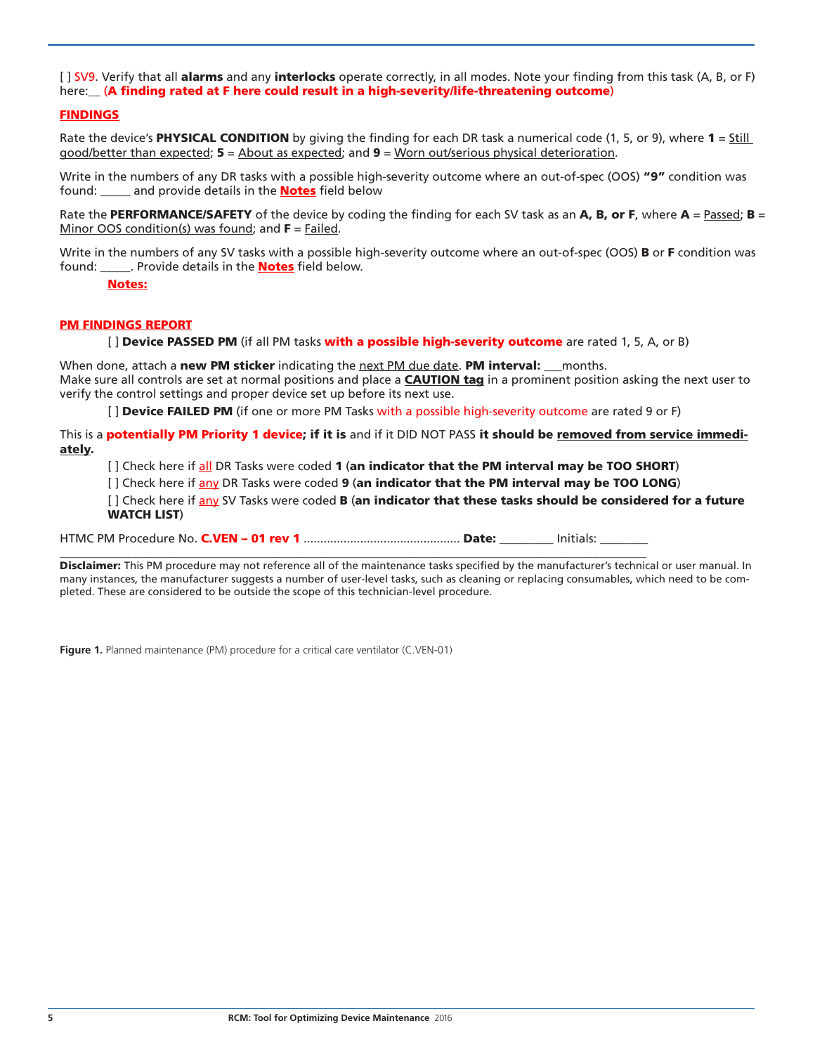[ ] SV9. Verify that all **alarms** and any **interlocks** operate correctly, in all modes. Note your finding from this task (A, B, or F) here:__ (**A finding rated at F here could result in a high-severity/life-threatening outcome**)

**FINDINGS**

Rate the device's **PHYSICAL CONDITION** by giving the finding for each DR task a numerical code (1, 5, or 9), where **1** = Still good/better than expected; **5** = About as expected; and **9** = Worn out/serious physical deterioration.

Write in the numbers of any DR tasks with a possible high-severity outcome where an out-of-spec (OOS) **"9"** condition was found: _____ and provide details in the **Notes** field below

Rate the **PERFORMANCE/SAFETY** of the device by coding the finding for each SV task as an **A, B, or F**, where **A** = Passed; **B** = Minor OOS condition(s) was found; and **F** = Failed.

Write in the numbers of any SV tasks with a possible high-severity outcome where an out-of-spec (OOS) **B** or **F** condition was found: _____. Provide details in the **Notes** field below.

**Notes:**

**PM FINDINGS REPORT**

[ ] **Device PASSED PM** (if all PM tasks **with a possible high-severity outcome** are rated 1, 5, A, or B)

When done, attach a **new PM sticker** indicating the next PM due date. **PM interval:** ___months.
Make sure all controls are set at normal positions and place a **CAUTION tag** in a prominent position asking the next user to verify the control settings and proper device set up before its next use.

[ ] **Device FAILED PM** (if one or more PM Tasks with a possible high-severity outcome are rated 9 or F)

This is a **potentially PM Priority 1 device; if it is** and if it DID NOT PASS **it should be removed from service immediately.**

[ ] Check here if all DR Tasks were coded **1** (**an indicator that the PM interval may be TOO SHORT**)

[ ] Check here if any DR Tasks were coded **9** (**an indicator that the PM interval may be TOO LONG**)

[ ] Check here if any SV Tasks were coded **B** (**an indicator that these tasks should be considered for a future WATCH LIST**)

HTMC PM Procedure No. **C.VEN – 01 rev 1** ............................................... **Date:** _________ Initials: ________

**Disclaimer:** This PM procedure may not reference all of the maintenance tasks specified by the manufacturer's technical or user manual. In many instances, the manufacturer suggests a number of user-level tasks, such as cleaning or replacing consumables, which need to be completed. These are considered to be outside the scope of this technician-level procedure.

**Figure 1.** Planned maintenance (PM) procedure for a critical care ventilator (C.VEN-01)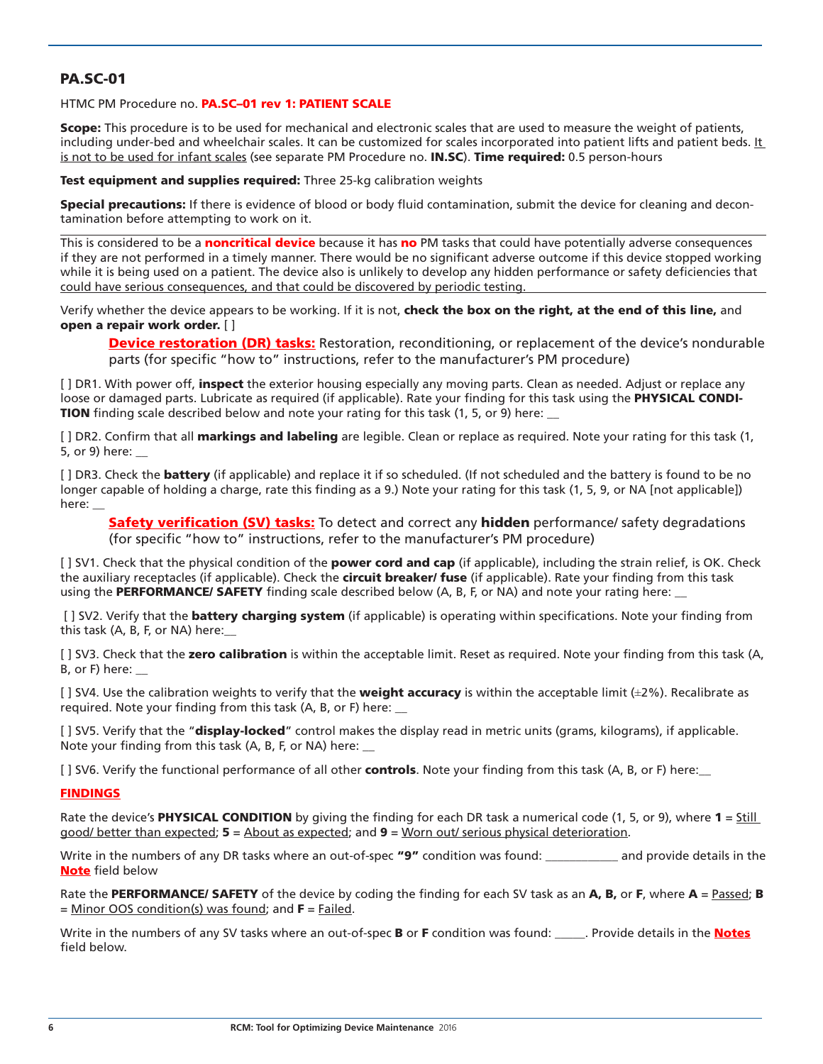## PA.SC-01

HTMC PM Procedure no. **PA.SC–01 rev 1: PATIENT SCALE**

**Scope:** This procedure is to be used for mechanical and electronic scales that are used to measure the weight of patients, including under-bed and wheelchair scales. It can be customized for scales incorporated into patient lifts and patient beds. It is not to be used for infant scales (see separate PM Procedure no. **IN.SC**). **Time required:** 0.5 person-hours

**Test equipment and supplies required:** Three 25-kg calibration weights

**Special precautions:** If there is evidence of blood or body fluid contamination, submit the device for cleaning and decontamination before attempting to work on it.

This is considered to be a **noncritical device** because it has **no** PM tasks that could have potentially adverse consequences if they are not performed in a timely manner. There would be no significant adverse outcome if this device stopped working while it is being used on a patient. The device also is unlikely to develop any hidden performance or safety deficiencies that could have serious consequences, and that could be discovered by periodic testing.

Verify whether the device appears to be working. If it is not, **check the box on the right, at the end of this line,** and **open a repair work order.** [ ]

**Device restoration (DR) tasks:** Restoration, reconditioning, or replacement of the device's nondurable parts (for specific "how to" instructions, refer to the manufacturer's PM procedure)

[ ] DR1. With power off, **inspect** the exterior housing especially any moving parts. Clean as needed. Adjust or replace any loose or damaged parts. Lubricate as required (if applicable). Rate your finding for this task using the **PHYSICAL CONDITION** finding scale described below and note your rating for this task (1, 5, or 9) here: __

[ ] DR2. Confirm that all **markings and labeling** are legible. Clean or replace as required. Note your rating for this task (1, 5, or 9) here: __

[ ] DR3. Check the **battery** (if applicable) and replace it if so scheduled. (If not scheduled and the battery is found to be no longer capable of holding a charge, rate this finding as a 9.) Note your rating for this task (1, 5, 9, or NA [not applicable]) here: __

**Safety verification (SV) tasks:** To detect and correct any **hidden** performance/ safety degradations (for specific "how to" instructions, refer to the manufacturer's PM procedure)

[ ] SV1. Check that the physical condition of the **power cord and cap** (if applicable), including the strain relief, is OK. Check the auxiliary receptacles (if applicable). Check the **circuit breaker/ fuse** (if applicable). Rate your finding from this task using the **PERFORMANCE/ SAFETY** finding scale described below (A, B, F, or NA) and note your rating here: __

[ ] SV2. Verify that the **battery charging system** (if applicable) is operating within specifications. Note your finding from this task (A, B, F, or NA) here:__

[ ] SV3. Check that the **zero calibration** is within the acceptable limit. Reset as required. Note your finding from this task (A, B, or F) here: __

[ ] SV4. Use the calibration weights to verify that the **weight accuracy** is within the acceptable limit (±2%). Recalibrate as required. Note your finding from this task (A, B, or F) here: __

[ ] SV5. Verify that the "**display-locked**" control makes the display read in metric units (grams, kilograms), if applicable. Note your finding from this task (A, B, F, or NA) here: __

[ ] SV6. Verify the functional performance of all other **controls**. Note your finding from this task (A, B, or F) here:__

**FINDINGS**

Rate the device's **PHYSICAL CONDITION** by giving the finding for each DR task a numerical code (1, 5, or 9), where **1** = Still good/ better than expected; **5** = About as expected; and **9** = Worn out/ serious physical deterioration.

Write in the numbers of any DR tasks where an out-of-spec **"9"** condition was found: ____________ and provide details in the **Note** field below

Rate the **PERFORMANCE/ SAFETY** of the device by coding the finding for each SV task as an **A, B,** or **F**, where **A** = Passed; **B** = Minor OOS condition(s) was found; and **F** = Failed.

Write in the numbers of any SV tasks where an out-of-spec **B** or **F** condition was found: _____. Provide details in the **Notes** field below.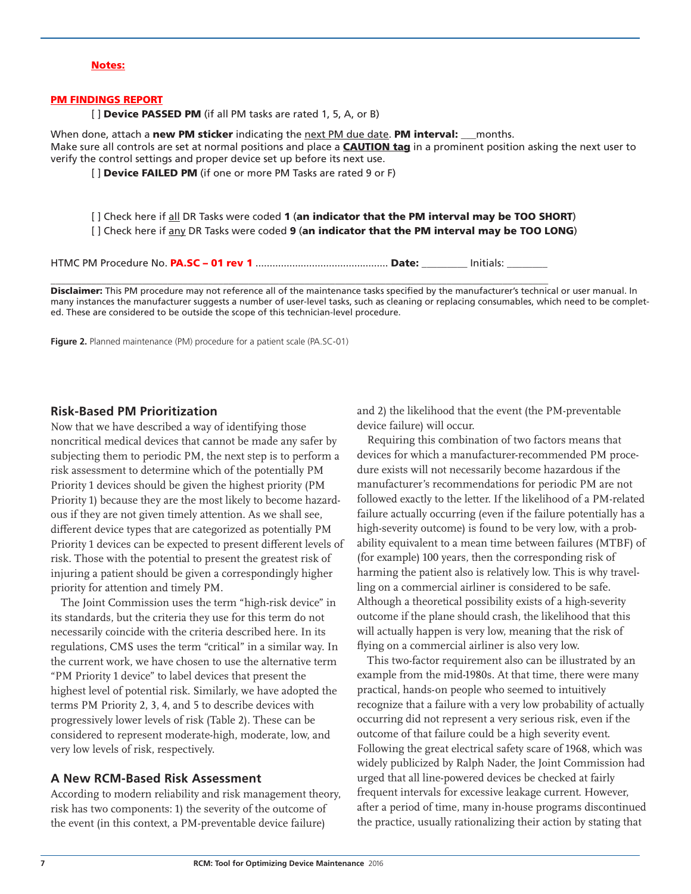**Notes:**

**PM FINDINGS REPORT**

[ ] **Device PASSED PM** (if all PM tasks are rated 1, 5, A, or B)

When done, attach a **new PM sticker** indicating the next PM due date. **PM interval:** ___months.
Make sure all controls are set at normal positions and place a **CAUTION tag** in a prominent position asking the next user to verify the control settings and proper device set up before its next use.

[ ] **Device FAILED PM** (if one or more PM Tasks are rated 9 or F)

[ ] Check here if all DR Tasks were coded **1** (**an indicator that the PM interval may be TOO SHORT**)
[ ] Check here if any DR Tasks were coded **9** (**an indicator that the PM interval may be TOO LONG**)

HTMC PM Procedure No. **PA.SC – 01 rev 1** ............................................... **Date:** _________ Initials: ________

**Disclaimer:** This PM procedure may not reference all of the maintenance tasks specified by the manufacturer's technical or user manual. In many instances the manufacturer suggests a number of user-level tasks, such as cleaning or replacing consumables, which need to be completed. These are considered to be outside the scope of this technician-level procedure.

**Figure 2.** Planned maintenance (PM) procedure for a patient scale (PA.SC-01)

## Risk-Based PM Prioritization

Now that we have described a way of identifying those noncritical medical devices that cannot be made any safer by subjecting them to periodic PM, the next step is to perform a risk assessment to determine which of the potentially PM Priority 1 devices should be given the highest priority (PM Priority 1) because they are the most likely to become hazardous if they are not given timely attention. As we shall see, different device types that are categorized as potentially PM Priority 1 devices can be expected to present different levels of risk. Those with the potential to present the greatest risk of injuring a patient should be given a correspondingly higher priority for attention and timely PM.

The Joint Commission uses the term "high-risk device" in its standards, but the criteria they use for this term do not necessarily coincide with the criteria described here. In its regulations, CMS uses the term "critical" in a similar way. In the current work, we have chosen to use the alternative term "PM Priority 1 device" to label devices that present the highest level of potential risk. Similarly, we have adopted the terms PM Priority 2, 3, 4, and 5 to describe devices with progressively lower levels of risk (Table 2). These can be considered to represent moderate-high, moderate, low, and very low levels of risk, respectively.

## A New RCM-Based Risk Assessment

According to modern reliability and risk management theory, risk has two components: 1) the severity of the outcome of the event (in this context, a PM-preventable device failure) and 2) the likelihood that the event (the PM-preventable device failure) will occur.

Requiring this combination of two factors means that devices for which a manufacturer-recommended PM procedure exists will not necessarily become hazardous if the manufacturer's recommendations for periodic PM are not followed exactly to the letter. If the likelihood of a PM-related failure actually occurring (even if the failure potentially has a high-severity outcome) is found to be very low, with a probability equivalent to a mean time between failures (MTBF) of (for example) 100 years, then the corresponding risk of harming the patient also is relatively low. This is why travelling on a commercial airliner is considered to be safe. Although a theoretical possibility exists of a high-severity outcome if the plane should crash, the likelihood that this will actually happen is very low, meaning that the risk of flying on a commercial airliner is also very low.

This two-factor requirement also can be illustrated by an example from the mid-1980s. At that time, there were many practical, hands-on people who seemed to intuitively recognize that a failure with a very low probability of actually occurring did not represent a very serious risk, even if the outcome of that failure could be a high severity event. Following the great electrical safety scare of 1968, which was widely publicized by Ralph Nader, the Joint Commission had urged that all line-powered devices be checked at fairly frequent intervals for excessive leakage current. However, after a period of time, many in-house programs discontinued the practice, usually rationalizing their action by stating that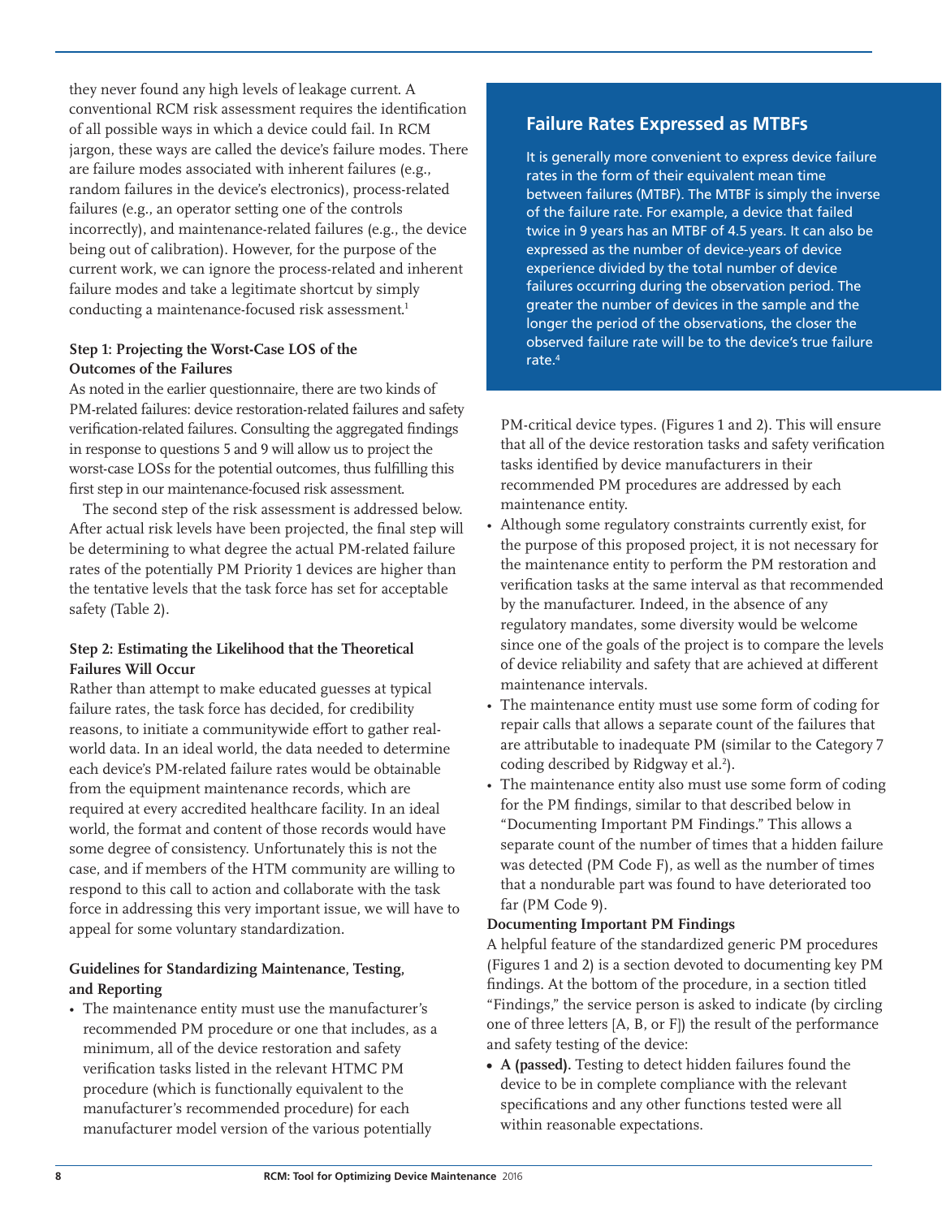they never found any high levels of leakage current. A conventional RCM risk assessment requires the identification of all possible ways in which a device could fail. In RCM jargon, these ways are called the device's failure modes. There are failure modes associated with inherent failures (e.g., random failures in the device's electronics), process-related failures (e.g., an operator setting one of the controls incorrectly), and maintenance-related failures (e.g., the device being out of calibration). However, for the purpose of the current work, we can ignore the process-related and inherent failure modes and take a legitimate shortcut by simply conducting a maintenance-focused risk assessment.[1]

### Step 1: Projecting the Worst-Case LOS of the Outcomes of the Failures

As noted in the earlier questionnaire, there are two kinds of PM-related failures: device restoration-related failures and safety verification-related failures. Consulting the aggregated findings in response to questions 5 and 9 will allow us to project the worst-case LOSs for the potential outcomes, thus fulfilling this first step in our maintenance-focused risk assessment.

The second step of the risk assessment is addressed below. After actual risk levels have been projected, the final step will be determining to what degree the actual PM-related failure rates of the potentially PM Priority 1 devices are higher than the tentative levels that the task force has set for acceptable safety (Table 2).

### Step 2: Estimating the Likelihood that the Theoretical Failures Will Occur

Rather than attempt to make educated guesses at typical failure rates, the task force has decided, for credibility reasons, to initiate a communitywide effort to gather real-world data. In an ideal world, the data needed to determine each device's PM-related failure rates would be obtainable from the equipment maintenance records, which are required at every accredited healthcare facility. In an ideal world, the format and content of those records would have some degree of consistency. Unfortunately this is not the case, and if members of the HTM community are willing to respond to this call to action and collaborate with the task force in addressing this very important issue, we will have to appeal for some voluntary standardization.

### Guidelines for Standardizing Maintenance, Testing, and Reporting

- The maintenance entity must use the manufacturer's recommended PM procedure or one that includes, as a minimum, all of the device restoration and safety verification tasks listed in the relevant HTMC PM procedure (which is functionally equivalent to the manufacturer's recommended procedure) for each manufacturer model version of the various potentially PM-critical device types. (Figures 1 and 2). This will ensure that all of the device restoration tasks and safety verification tasks identified by device manufacturers in their recommended PM procedures are addressed by each maintenance entity.
- Although some regulatory constraints currently exist, for the purpose of this proposed project, it is not necessary for the maintenance entity to perform the PM restoration and verification tasks at the same interval as that recommended by the manufacturer. Indeed, in the absence of any regulatory mandates, some diversity would be welcome since one of the goals of the project is to compare the levels of device reliability and safety that are achieved at different maintenance intervals.
- The maintenance entity must use some form of coding for repair calls that allows a separate count of the failures that are attributable to inadequate PM (similar to the Category 7 coding described by Ridgway et al.[2]).
- The maintenance entity also must use some form of coding for the PM findings, similar to that described below in "Documenting Important PM Findings." This allows a separate count of the number of times that a hidden failure was detected (PM Code F), as well as the number of times that a nondurable part was found to have deteriorated too far (PM Code 9).

### Failure Rates Expressed as MTBFs

It is generally more convenient to express device failure rates in the form of their equivalent mean time between failures (MTBF). The MTBF is simply the inverse of the failure rate. For example, a device that failed twice in 9 years has an MTBF of 4.5 years. It can also be expressed as the number of device-years of device experience divided by the total number of device failures occurring during the observation period. The greater the number of devices in the sample and the longer the period of the observations, the closer the observed failure rate will be to the device's true failure rate.[4]

### Documenting Important PM Findings

A helpful feature of the standardized generic PM procedures (Figures 1 and 2) is a section devoted to documenting key PM findings. At the bottom of the procedure, in a section titled "Findings," the service person is asked to indicate (by circling one of three letters [A, B, or F]) the result of the performance and safety testing of the device:

- **A (passed).** Testing to detect hidden failures found the device to be in complete compliance with the relevant specifications and any other functions tested were all within reasonable expectations.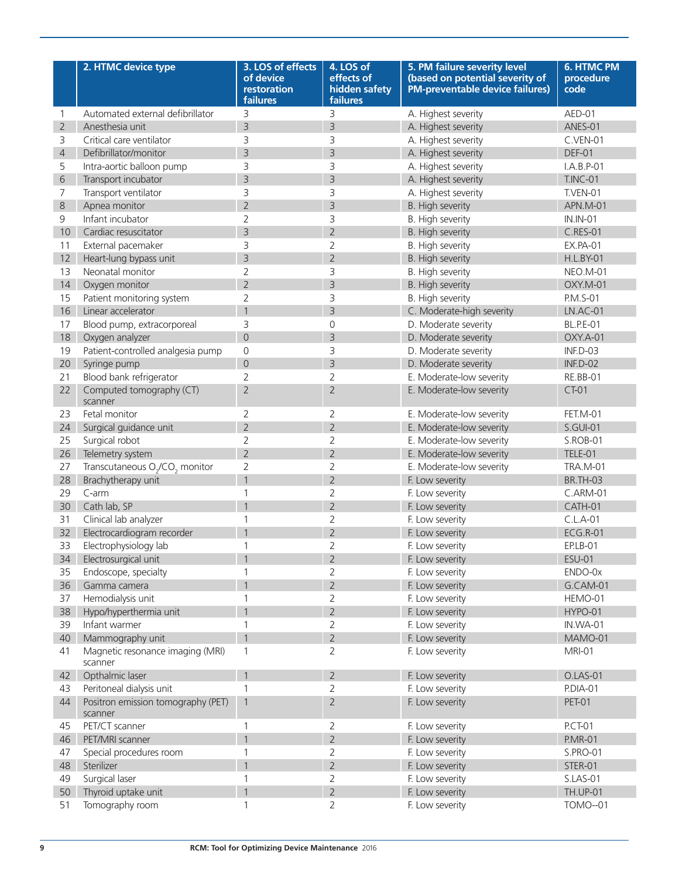| | 2. HTMC device type | 3. LOS of effects of device restoration failures | 4. LOS of effects of hidden safety failures | 5. PM failure severity level (based on potential severity of PM-preventable device failures) | 6. HTMC PM procedure code |
|---|---|---|---|---|---|
| 1 | Automated external defibrillator | 3 | 3 | A. Highest severity | AED-01 |
| 2 | Anesthesia unit | 3 | 3 | A. Highest severity | ANES-01 |
| 3 | Critical care ventilator | 3 | 3 | A. Highest severity | C.VEN-01 |
| 4 | Defibrillator/monitor | 3 | 3 | A. Highest severity | DEF-01 |
| 5 | Intra-aortic balloon pump | 3 | 3 | A. Highest severity | I.A.B.P-01 |
| 6 | Transport incubator | 3 | 3 | A. Highest severity | T.INC-01 |
| 7 | Transport ventilator | 3 | 3 | A. Highest severity | T.VEN-01 |
| 8 | Apnea monitor | 2 | 3 | B. High severity | APN.M-01 |
| 9 | Infant incubator | 2 | 3 | B. High severity | IN.IN-01 |
| 10 | Cardiac resuscitator | 3 | 2 | B. High severity | C.RES-01 |
| 11 | External pacemaker | 3 | 2 | B. High severity | EX.PA-01 |
| 12 | Heart-lung bypass unit | 3 | 2 | B. High severity | H.L.BY-01 |
| 13 | Neonatal monitor | 2 | 3 | B. High severity | NEO.M-01 |
| 14 | Oxygen monitor | 2 | 3 | B. High severity | OXY.M-01 |
| 15 | Patient monitoring system | 2 | 3 | B. High severity | P.M.S-01 |
| 16 | Linear accelerator | 1 | 3 | C. Moderate-high severity | LN.AC-01 |
| 17 | Blood pump, extracorporeal | 3 | 0 | D. Moderate severity | BL.P.E-01 |
| 18 | Oxygen analyzer | 0 | 3 | D. Moderate severity | OXY.A-01 |
| 19 | Patient-controlled analgesia pump | 0 | 3 | D. Moderate severity | INF.D-03 |
| 20 | Syringe pump | 0 | 3 | D. Moderate severity | INF.D-02 |
| 21 | Blood bank refrigerator | 2 | 2 | E. Moderate-low severity | RE.BB-01 |
| 22 | Computed tomography (CT) scanner | 2 | 2 | E. Moderate-low severity | CT-01 |
| 23 | Fetal monitor | 2 | 2 | E. Moderate-low severity | FET.M-01 |
| 24 | Surgical guidance unit | 2 | 2 | E. Moderate-low severity | S.GUI-01 |
| 25 | Surgical robot | 2 | 2 | E. Moderate-low severity | S.ROB-01 |
| 26 | Telemetry system | 2 | 2 | E. Moderate-low severity | TELE-01 |
| 27 | Transcutaneous $O_2/CO_2$ monitor | 2 | 2 | E. Moderate-low severity | TRA.M-01 |
| 28 | Brachytherapy unit | 1 | 2 | F. Low severity | BR.TH-03 |
| 29 | C-arm | 1 | 2 | F. Low severity | C.ARM-01 |
| 30 | Cath lab, SP | 1 | 2 | F. Low severity | CATH-01 |
| 31 | Clinical lab analyzer | 1 | 2 | F. Low severity | C.L.A-01 |
| 32 | Electrocardiogram recorder | 1 | 2 | F. Low severity | ECG.R-01 |
| 33 | Electrophysiology lab | 1 | 2 | F. Low severity | EP.LB-01 |
| 34 | Electrosurgical unit | 1 | 2 | F. Low severity | ESU-01 |
| 35 | Endoscope, specialty | 1 | 2 | F. Low severity | ENDO-0x |
| 36 | Gamma camera | 1 | 2 | F. Low severity | G.CAM-01 |
| 37 | Hemodialysis unit | 1 | 2 | F. Low severity | HEMO-01 |
| 38 | Hypo/hyperthermia unit | 1 | 2 | F. Low severity | HYPO-01 |
| 39 | Infant warmer | 1 | 2 | F. Low severity | IN.WA-01 |
| 40 | Mammography unit | 1 | 2 | F. Low severity | MAMO-01 |
| 41 | Magnetic resonance imaging (MRI) scanner | 1 | 2 | F. Low severity | MRI-01 |
| 42 | Opthalmic laser | 1 | 2 | F. Low severity | O.LAS-01 |
| 43 | Peritoneal dialysis unit | 1 | 2 | F. Low severity | P.DIA-01 |
| 44 | Positron emission tomography (PET) scanner | 1 | 2 | F. Low severity | PET-01 |
| 45 | PET/CT scanner | 1 | 2 | F. Low severity | P.CT-01 |
| 46 | PET/MRI scanner | 1 | 2 | F. Low severity | P.MR-01 |
| 47 | Special procedures room | 1 | 2 | F. Low severity | S.PRO-01 |
| 48 | Sterilizer | 1 | 2 | F. Low severity | STER-01 |
| 49 | Surgical laser | 1 | 2 | F. Low severity | S.LAS-01 |
| 50 | Thyroid uptake unit | 1 | 2 | F. Low severity | TH.UP-01 |
| 51 | Tomography room | 1 | 2 | F. Low severity | TOMO--01 |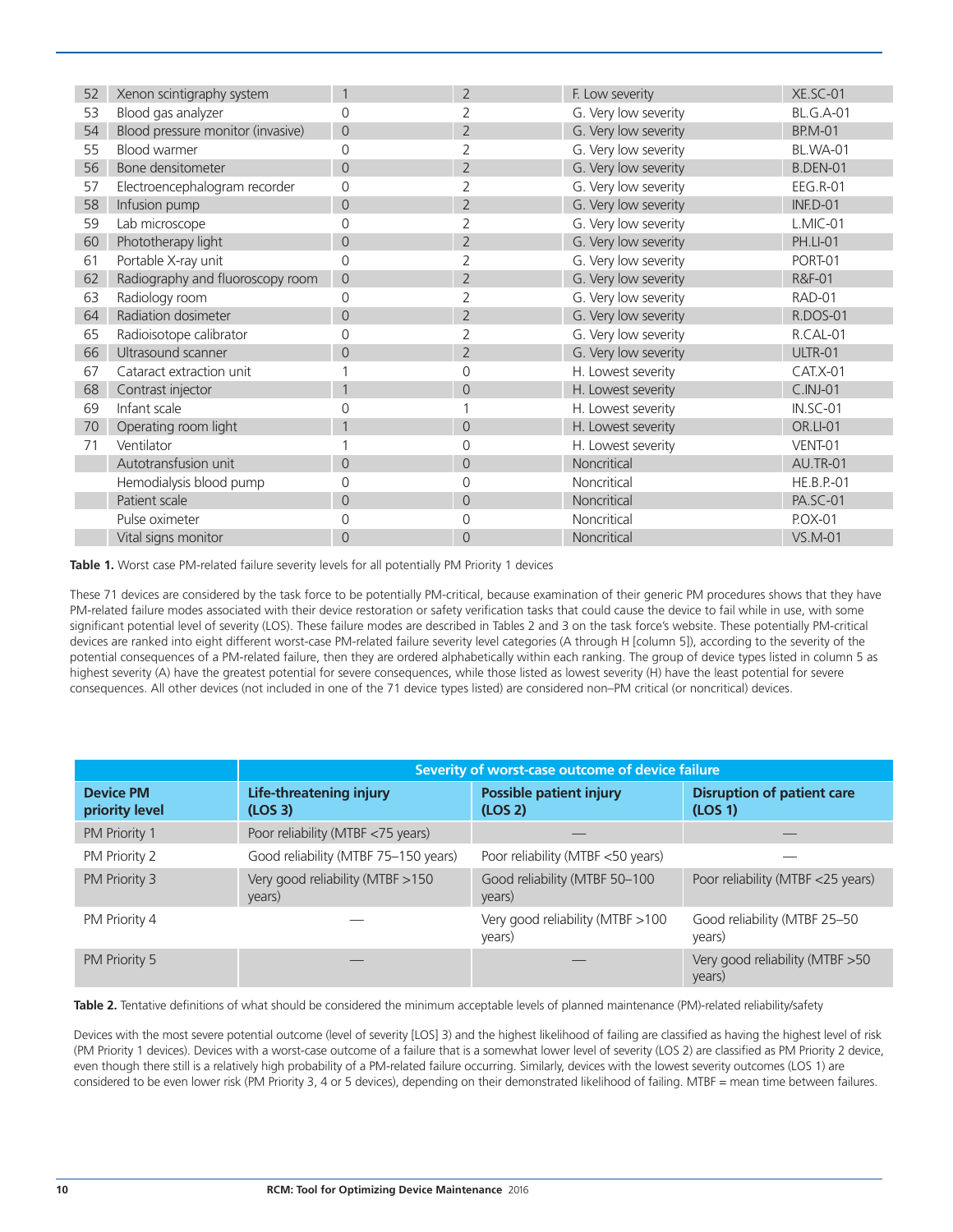| | | | | | |
|---|---|---|---|---|---|
| 52 | Xenon scintigraphy system | 1 | 2 | F. Low severity | XE.SC-01 |
| 53 | Blood gas analyzer | 0 | 2 | G. Very low severity | BL.G.A-01 |
| 54 | Blood pressure monitor (invasive) | 0 | 2 | G. Very low severity | BP.M-01 |
| 55 | Blood warmer | 0 | 2 | G. Very low severity | BL.WA-01 |
| 56 | Bone densitometer | 0 | 2 | G. Very low severity | B.DEN-01 |
| 57 | Electroencephalogram recorder | 0 | 2 | G. Very low severity | EEG.R-01 |
| 58 | Infusion pump | 0 | 2 | G. Very low severity | INF.D-01 |
| 59 | Lab microscope | 0 | 2 | G. Very low severity | L.MIC-01 |
| 60 | Phototherapy light | 0 | 2 | G. Very low severity | PH.LI-01 |
| 61 | Portable X-ray unit | 0 | 2 | G. Very low severity | PORT-01 |
| 62 | Radiography and fluoroscopy room | 0 | 2 | G. Very low severity | R&F-01 |
| 63 | Radiology room | 0 | 2 | G. Very low severity | RAD-01 |
| 64 | Radiation dosimeter | 0 | 2 | G. Very low severity | R.DOS-01 |
| 65 | Radioisotope calibrator | 0 | 2 | G. Very low severity | R.CAL-01 |
| 66 | Ultrasound scanner | 0 | 2 | G. Very low severity | ULTR-01 |
| 67 | Cataract extraction unit | 1 | 0 | H. Lowest severity | CAT.X-01 |
| 68 | Contrast injector | 1 | 0 | H. Lowest severity | C.INJ-01 |
| 69 | Infant scale | 0 | 1 | H. Lowest severity | IN.SC-01 |
| 70 | Operating room light | 1 | 0 | H. Lowest severity | OR.LI-01 |
| 71 | Ventilator | 1 | 0 | H. Lowest severity | VENT-01 |
| | Autotransfusion unit | 0 | 0 | Noncritical | AU.TR-01 |
| | Hemodialysis blood pump | 0 | 0 | Noncritical | HE.B.P.-01 |
| | Patient scale | 0 | 0 | Noncritical | PA.SC-01 |
| | Pulse oximeter | 0 | 0 | Noncritical | P.OX-01 |
| | Vital signs monitor | 0 | 0 | Noncritical | VS.M-01 |

**Table 1.** Worst case PM-related failure severity levels for all potentially PM Priority 1 devices

These 71 devices are considered by the task force to be potentially PM-critical, because examination of their generic PM procedures shows that they have PM-related failure modes associated with their device restoration or safety verification tasks that could cause the device to fail while in use, with some significant potential level of severity (LOS). These failure modes are described in Tables 2 and 3 on the task force's website. These potentially PM-critical devices are ranked into eight different worst-case PM-related failure severity level categories (A through H [column 5]), according to the severity of the potential consequences of a PM-related failure, then they are ordered alphabetically within each ranking. The group of device types listed in column 5 as highest severity (A) have the greatest potential for severe consequences, while those listed as lowest severity (H) have the least potential for severe consequences. All other devices (not included in one of the 71 device types listed) are considered non–PM critical (or noncritical) devices.

| | Severity of worst-case outcome of device failure | | |
|---|---|---|---|
| **Device PM priority level** | **Life-threatening injury (LOS 3)** | **Possible patient injury (LOS 2)** | **Disruption of patient care (LOS 1)** |
| PM Priority 1 | Poor reliability (MTBF <75 years) | — | — |
| PM Priority 2 | Good reliability (MTBF 75–150 years) | Poor reliability (MTBF <50 years) | — |
| PM Priority 3 | Very good reliability (MTBF >150 years) | Good reliability (MTBF 50–100 years) | Poor reliability (MTBF <25 years) |
| PM Priority 4 | — | Very good reliability (MTBF >100 years) | Good reliability (MTBF 25–50 years) |
| PM Priority 5 | — | — | Very good reliability (MTBF >50 years) |

**Table 2.** Tentative definitions of what should be considered the minimum acceptable levels of planned maintenance (PM)-related reliability/safety

Devices with the most severe potential outcome (level of severity [LOS] 3) and the highest likelihood of failing are classified as having the highest level of risk (PM Priority 1 devices). Devices with a worst-case outcome of a failure that is a somewhat lower level of severity (LOS 2) are classified as PM Priority 2 device, even though there still is a relatively high probability of a PM-related failure occurring. Similarly, devices with the lowest severity outcomes (LOS 1) are considered to be even lower risk (PM Priority 3, 4 or 5 devices), depending on their demonstrated likelihood of failing. MTBF = mean time between failures.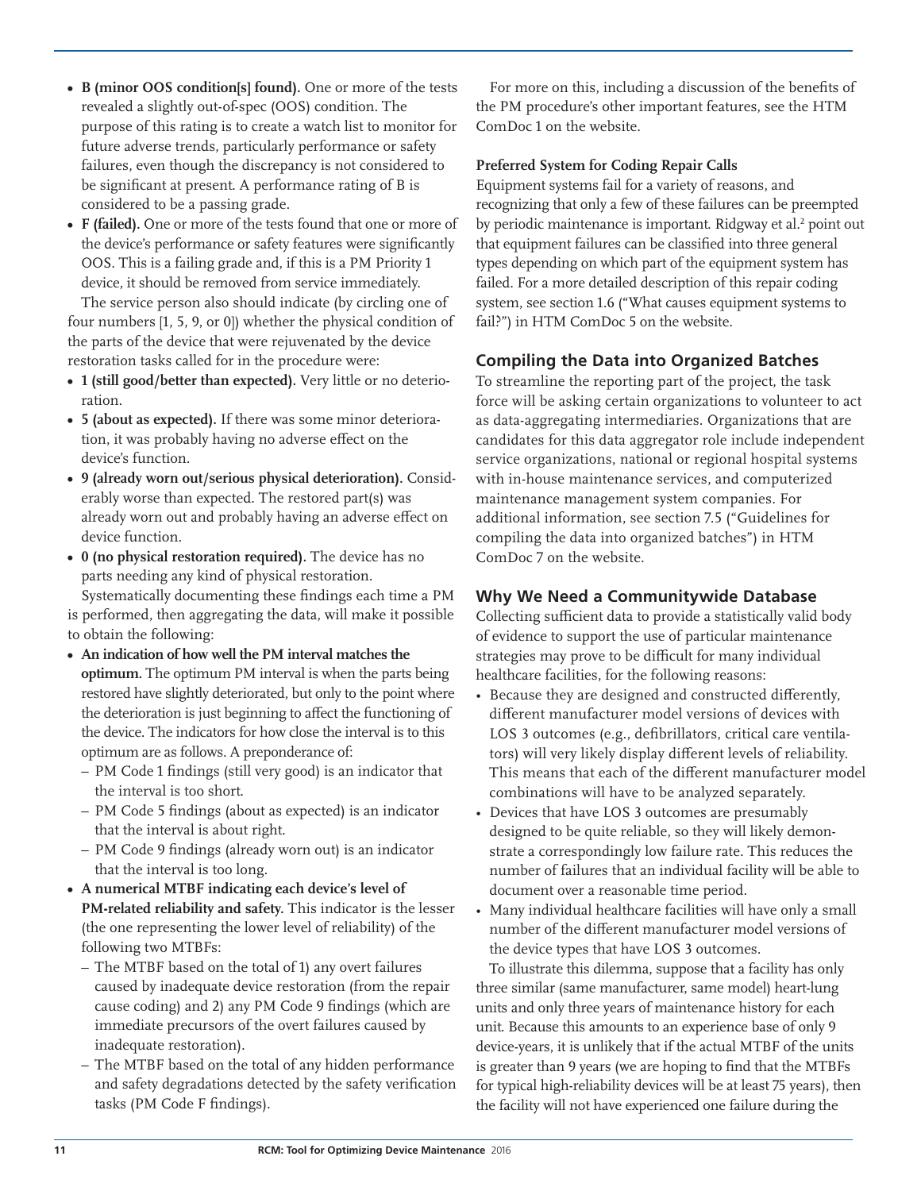- **B (minor OOS condition[s] found).** One or more of the tests revealed a slightly out-of-spec (OOS) condition. The purpose of this rating is to create a watch list to monitor for future adverse trends, particularly performance or safety failures, even though the discrepancy is not considered to be significant at present. A performance rating of B is considered to be a passing grade.
- **F (failed).** One or more of the tests found that one or more of the device's performance or safety features were significantly OOS. This is a failing grade and, if this is a PM Priority 1 device, it should be removed from service immediately.

The service person also should indicate (by circling one of four numbers [1, 5, 9, or 0]) whether the physical condition of the parts of the device that were rejuvenated by the device restoration tasks called for in the procedure were:

- **1 (still good/better than expected).** Very little or no deterioration.
- **5 (about as expected).** If there was some minor deterioration, it was probably having no adverse effect on the device's function.
- **9 (already worn out/serious physical deterioration).** Considerably worse than expected. The restored part(s) was already worn out and probably having an adverse effect on device function.
- **0 (no physical restoration required).** The device has no parts needing any kind of physical restoration.

Systematically documenting these findings each time a PM is performed, then aggregating the data, will make it possible to obtain the following:

- **An indication of how well the PM interval matches the optimum.** The optimum PM interval is when the parts being restored have slightly deteriorated, but only to the point where the deterioration is just beginning to affect the functioning of the device. The indicators for how close the interval is to this optimum are as follows. A preponderance of:
  - PM Code 1 findings (still very good) is an indicator that the interval is too short.
  - PM Code 5 findings (about as expected) is an indicator that the interval is about right.
  - PM Code 9 findings (already worn out) is an indicator that the interval is too long.
- **A numerical MTBF indicating each device's level of PM-related reliability and safety.** This indicator is the lesser (the one representing the lower level of reliability) of the following two MTBFs:
  - The MTBF based on the total of 1) any overt failures caused by inadequate device restoration (from the repair cause coding) and 2) any PM Code 9 findings (which are immediate precursors of the overt failures caused by inadequate restoration).
  - The MTBF based on the total of any hidden performance and safety degradations detected by the safety verification tasks (PM Code F findings).

For more on this, including a discussion of the benefits of the PM procedure's other important features, see the HTM ComDoc 1 on the website.

**Preferred System for Coding Repair Calls**

Equipment systems fail for a variety of reasons, and recognizing that only a few of these failures can be preempted by periodic maintenance is important. Ridgway et al.[2] point out that equipment failures can be classified into three general types depending on which part of the equipment system has failed. For a more detailed description of this repair coding system, see section 1.6 ("What causes equipment systems to fail?") in HTM ComDoc 5 on the website.

## Compiling the Data into Organized Batches

To streamline the reporting part of the project, the task force will be asking certain organizations to volunteer to act as data-aggregating intermediaries. Organizations that are candidates for this data aggregator role include independent service organizations, national or regional hospital systems with in-house maintenance services, and computerized maintenance management system companies. For additional information, see section 7.5 ("Guidelines for compiling the data into organized batches") in HTM ComDoc 7 on the website.

## Why We Need a Communitywide Database

Collecting sufficient data to provide a statistically valid body of evidence to support the use of particular maintenance strategies may prove to be difficult for many individual healthcare facilities, for the following reasons:

- Because they are designed and constructed differently, different manufacturer model versions of devices with LOS 3 outcomes (e.g., defibrillators, critical care ventilators) will very likely display different levels of reliability. This means that each of the different manufacturer model combinations will have to be analyzed separately.
- Devices that have LOS 3 outcomes are presumably designed to be quite reliable, so they will likely demonstrate a correspondingly low failure rate. This reduces the number of failures that an individual facility will be able to document over a reasonable time period.
- Many individual healthcare facilities will have only a small number of the different manufacturer model versions of the device types that have LOS 3 outcomes.

To illustrate this dilemma, suppose that a facility has only three similar (same manufacturer, same model) heart-lung units and only three years of maintenance history for each unit. Because this amounts to an experience base of only 9 device-years, it is unlikely that if the actual MTBF of the units is greater than 9 years (we are hoping to find that the MTBFs for typical high-reliability devices will be at least 75 years), then the facility will not have experienced one failure during the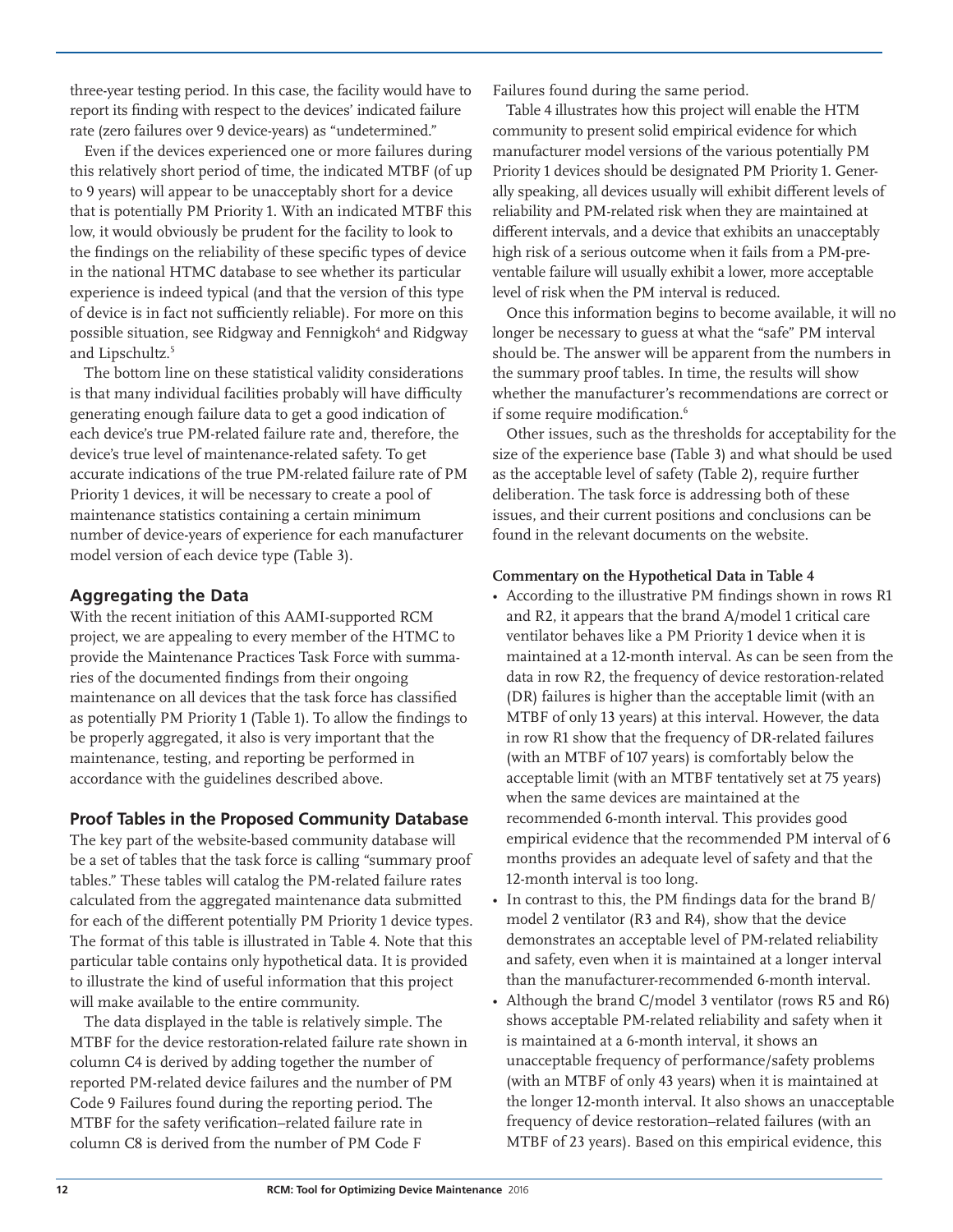three-year testing period. In this case, the facility would have to report its finding with respect to the devices' indicated failure rate (zero failures over 9 device-years) as "undetermined."

Even if the devices experienced one or more failures during this relatively short period of time, the indicated MTBF (of up to 9 years) will appear to be unacceptably short for a device that is potentially PM Priority 1. With an indicated MTBF this low, it would obviously be prudent for the facility to look to the findings on the reliability of these specific types of device in the national HTMC database to see whether its particular experience is indeed typical (and that the version of this type of device is in fact not sufficiently reliable). For more on this possible situation, see Ridgway and Fennigkoh[4] and Ridgway and Lipschultz.[5]

The bottom line on these statistical validity considerations is that many individual facilities probably will have difficulty generating enough failure data to get a good indication of each device's true PM-related failure rate and, therefore, the device's true level of maintenance-related safety. To get accurate indications of the true PM-related failure rate of PM Priority 1 devices, it will be necessary to create a pool of maintenance statistics containing a certain minimum number of device-years of experience for each manufacturer model version of each device type (Table 3).

## Aggregating the Data

With the recent initiation of this AAMI-supported RCM project, we are appealing to every member of the HTMC to provide the Maintenance Practices Task Force with summaries of the documented findings from their ongoing maintenance on all devices that the task force has classified as potentially PM Priority 1 (Table 1). To allow the findings to be properly aggregated, it also is very important that the maintenance, testing, and reporting be performed in accordance with the guidelines described above.

## Proof Tables in the Proposed Community Database

The key part of the website-based community database will be a set of tables that the task force is calling "summary proof tables." These tables will catalog the PM-related failure rates calculated from the aggregated maintenance data submitted for each of the different potentially PM Priority 1 device types. The format of this table is illustrated in Table 4. Note that this particular table contains only hypothetical data. It is provided to illustrate the kind of useful information that this project will make available to the entire community.

The data displayed in the table is relatively simple. The MTBF for the device restoration-related failure rate shown in column C4 is derived by adding together the number of reported PM-related device failures and the number of PM Code 9 Failures found during the reporting period. The MTBF for the safety verification–related failure rate in column C8 is derived from the number of PM Code F Failures found during the same period.

Table 4 illustrates how this project will enable the HTM community to present solid empirical evidence for which manufacturer model versions of the various potentially PM Priority 1 devices should be designated PM Priority 1. Generally speaking, all devices usually will exhibit different levels of reliability and PM-related risk when they are maintained at different intervals, and a device that exhibits an unacceptably high risk of a serious outcome when it fails from a PM-preventable failure will usually exhibit a lower, more acceptable level of risk when the PM interval is reduced.

Once this information begins to become available, it will no longer be necessary to guess at what the "safe" PM interval should be. The answer will be apparent from the numbers in the summary proof tables. In time, the results will show whether the manufacturer's recommendations are correct or if some require modification.[6]

Other issues, such as the thresholds for acceptability for the size of the experience base (Table 3) and what should be used as the acceptable level of safety (Table 2), require further deliberation. The task force is addressing both of these issues, and their current positions and conclusions can be found in the relevant documents on the website.

**Commentary on the Hypothetical Data in Table 4**

- According to the illustrative PM findings shown in rows R1 and R2, it appears that the brand A/model 1 critical care ventilator behaves like a PM Priority 1 device when it is maintained at a 12-month interval. As can be seen from the data in row R2, the frequency of device restoration-related (DR) failures is higher than the acceptable limit (with an MTBF of only 13 years) at this interval. However, the data in row R1 show that the frequency of DR-related failures (with an MTBF of 107 years) is comfortably below the acceptable limit (with an MTBF tentatively set at 75 years) when the same devices are maintained at the recommended 6-month interval. This provides good empirical evidence that the recommended PM interval of 6 months provides an adequate level of safety and that the 12-month interval is too long.
- In contrast to this, the PM findings data for the brand B/model 2 ventilator (R3 and R4), show that the device demonstrates an acceptable level of PM-related reliability and safety, even when it is maintained at a longer interval than the manufacturer-recommended 6-month interval.
- Although the brand C/model 3 ventilator (rows R5 and R6) shows acceptable PM-related reliability and safety when it is maintained at a 6-month interval, it shows an unacceptable frequency of performance/safety problems (with an MTBF of only 43 years) when it is maintained at the longer 12-month interval. It also shows an unacceptable frequency of device restoration–related failures (with an MTBF of 23 years). Based on this empirical evidence, this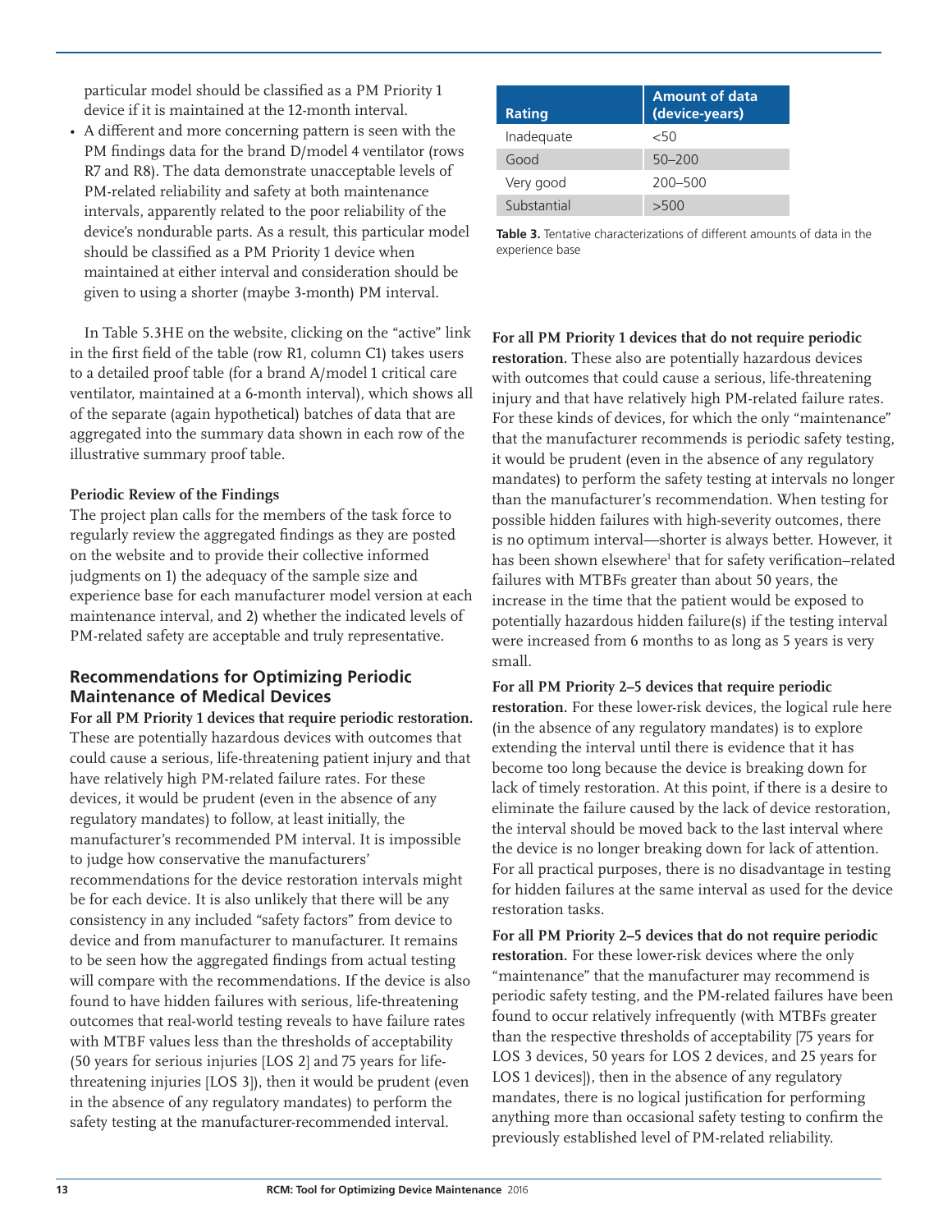particular model should be classified as a PM Priority 1 device if it is maintained at the 12-month interval.

- A different and more concerning pattern is seen with the PM findings data for the brand D/model 4 ventilator (rows R7 and R8). The data demonstrate unacceptable levels of PM-related reliability and safety at both maintenance intervals, apparently related to the poor reliability of the device's nondurable parts. As a result, this particular model should be classified as a PM Priority 1 device when maintained at either interval and consideration should be given to using a shorter (maybe 3-month) PM interval.

In Table 5.3HE on the website, clicking on the "active" link in the first field of the table (row R1, column C1) takes users to a detailed proof table (for a brand A/model 1 critical care ventilator, maintained at a 6-month interval), which shows all of the separate (again hypothetical) batches of data that are aggregated into the summary data shown in each row of the illustrative summary proof table.

**Periodic Review of the Findings**

The project plan calls for the members of the task force to regularly review the aggregated findings as they are posted on the website and to provide their collective informed judgments on 1) the adequacy of the sample size and experience base for each manufacturer model version at each maintenance interval, and 2) whether the indicated levels of PM-related safety are acceptable and truly representative.

## Recommendations for Optimizing Periodic Maintenance of Medical Devices

**For all PM Priority 1 devices that require periodic restoration.** These are potentially hazardous devices with outcomes that could cause a serious, life-threatening patient injury and that have relatively high PM-related failure rates. For these devices, it would be prudent (even in the absence of any regulatory mandates) to follow, at least initially, the manufacturer's recommended PM interval. It is impossible to judge how conservative the manufacturers' recommendations for the device restoration intervals might be for each device. It is also unlikely that there will be any consistency in any included "safety factors" from device to device and from manufacturer to manufacturer. It remains to be seen how the aggregated findings from actual testing will compare with the recommendations. If the device is also found to have hidden failures with serious, life-threatening outcomes that real-world testing reveals to have failure rates with MTBF values less than the thresholds of acceptability (50 years for serious injuries [LOS 2] and 75 years for life-threatening injuries [LOS 3]), then it would be prudent (even in the absence of any regulatory mandates) to perform the safety testing at the manufacturer-recommended interval.

| Rating | Amount of data (device-years) |
|---|---|
| Inadequate | <50 |
| Good | 50–200 |
| Very good | 200–500 |
| Substantial | >500 |

**Table 3.** Tentative characterizations of different amounts of data in the experience base

**For all PM Priority 1 devices that do not require periodic restoration.** These also are potentially hazardous devices with outcomes that could cause a serious, life-threatening injury and that have relatively high PM-related failure rates. For these kinds of devices, for which the only "maintenance" that the manufacturer recommends is periodic safety testing, it would be prudent (even in the absence of any regulatory mandates) to perform the safety testing at intervals no longer than the manufacturer's recommendation. When testing for possible hidden failures with high-severity outcomes, there is no optimum interval—shorter is always better. However, it has been shown elsewhere[1] that for safety verification–related failures with MTBFs greater than about 50 years, the increase in the time that the patient would be exposed to potentially hazardous hidden failure(s) if the testing interval were increased from 6 months to as long as 5 years is very small.

**For all PM Priority 2–5 devices that require periodic restoration.** For these lower-risk devices, the logical rule here (in the absence of any regulatory mandates) is to explore extending the interval until there is evidence that it has become too long because the device is breaking down for lack of timely restoration. At this point, if there is a desire to eliminate the failure caused by the lack of device restoration, the interval should be moved back to the last interval where the device is no longer breaking down for lack of attention. For all practical purposes, there is no disadvantage in testing for hidden failures at the same interval as used for the device restoration tasks.

**For all PM Priority 2–5 devices that do not require periodic restoration.** For these lower-risk devices where the only "maintenance" that the manufacturer may recommend is periodic safety testing, and the PM-related failures have been found to occur relatively infrequently (with MTBFs greater than the respective thresholds of acceptability [75 years for LOS 3 devices, 50 years for LOS 2 devices, and 25 years for LOS 1 devices]), then in the absence of any regulatory mandates, there is no logical justification for performing anything more than occasional safety testing to confirm the previously established level of PM-related reliability.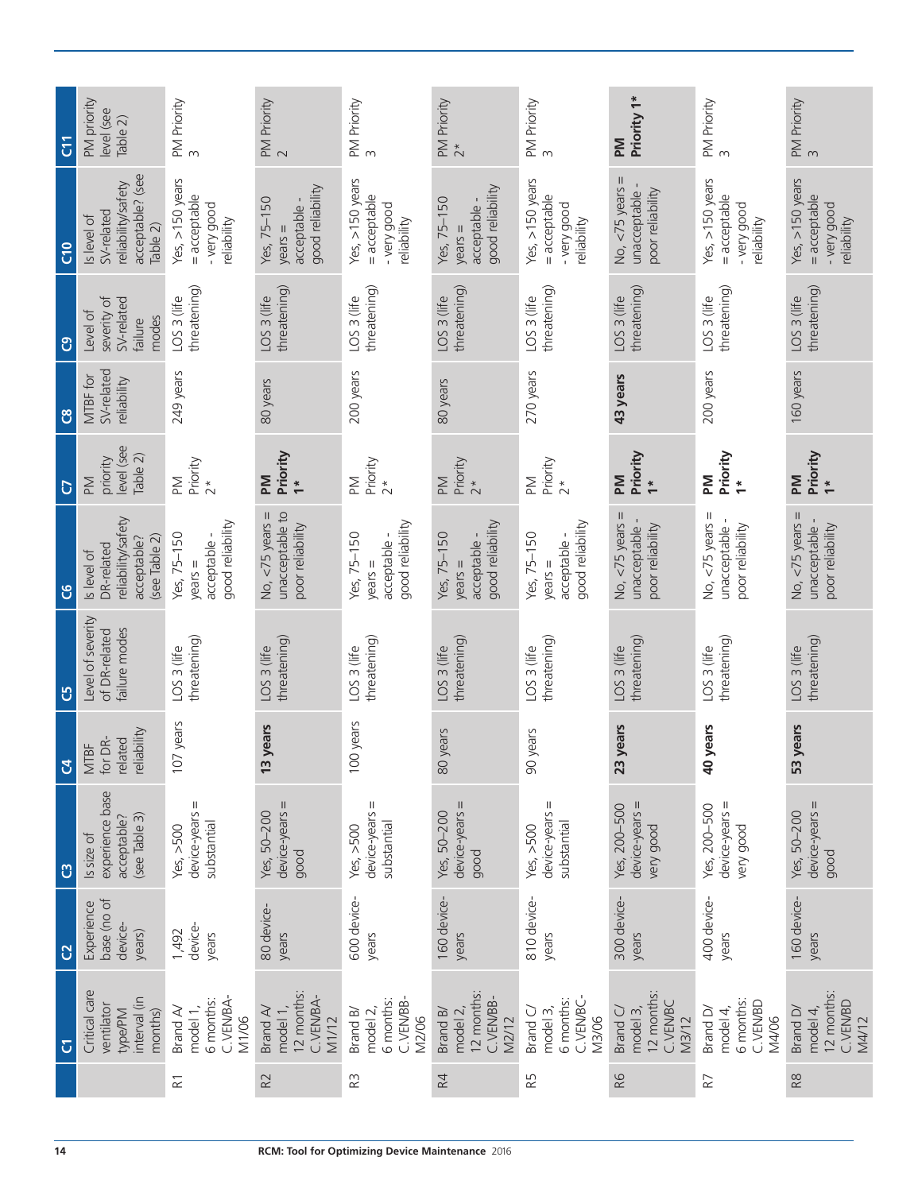| | C1 | C2 | C3 | C4 | C5 | C6 | C7 | C8 | C9 | C10 | C11 |
|---|---|---|---|---|---|---|---|---|---|---|---|
| | Critical care ventilator type/PM interval (in months) | Experience base (no of device-years) | Is size of experience base acceptable? (see Table 3) | MTBF for DR-related reliability | Level of severity of DR-related failure modes | Is level of DR-related reliability/safety acceptable? (see Table 2) | PM priority level (see Table 2) | MTBF for SV-related reliability | Level of severity of SV-related failure modes | Is level of SV-related reliability/safety acceptable? (see Table 2) | PM priority level (see Table 2) |
| R1 | Brand A/ model 1, 6 months: C.VEN/BA-M1/06 | 1,492 device-years | Yes, >500 device-years = substantial | 107 years | LOS 3 (life threatening) | Yes, 75–150 years = acceptable - good reliability | PM Priority 2* | 249 years | LOS 3 (life threatening) | Yes, >150 years = acceptable - very good reliability | PM Priority 3 |
| R2 | Brand A/ model 1, 12 months: C.VEN/BA-M1/12 | 80 device-years | Yes, 50–200 device-years = good | **13 years** | LOS 3 (life threatening) | No, <75 years = unacceptable to poor reliability | **PM Priority 1*** | 80 years | LOS 3 (life threatening) | Yes, 75–150 years = acceptable - good reliability | PM Priority 2 |
| R3 | Brand B/ model 2, 6 months: C.VEN/BB-M2/06 | 600 device-years | Yes, >500 device-years = substantial | 100 years | LOS 3 (life threatening) | Yes, 75–150 years = acceptable - good reliability | PM Priority 2* | 200 years | LOS 3 (life threatening) | Yes, >150 years = acceptable - very good reliability | PM Priority 3 |
| R4 | Brand B/ model 2, 12 months: C.VEN/BB-M2/12 | 160 device-years | Yes, 50–200 device-years = good | 80 years | LOS 3 (life threatening) | Yes, 75–150 years = acceptable - good reliability | PM Priority 2* | 80 years | LOS 3 (life threatening) | Yes, 75–150 years = acceptable - good reliability | PM Priority 2* |
| R5 | Brand C/ model 3, 6 months: C.VEN/BC-M3/06 | 810 device-years | Yes, >500 device-years = substantial | 90 years | LOS 3 (life threatening) | Yes, 75–150 years = acceptable - good reliability | PM Priority 2* | 270 years | LOS 3 (life threatening) | Yes, >150 years = acceptable - very good reliability | PM Priority 3 |
| R6 | Brand C/ model 3, 12 months: C.VEN/BC M3/12 | 300 device-years | Yes, 200–500 device-years = very good | **23 years** | LOS 3 (life threatening) | No, <75 years = unacceptable - poor reliability | **PM Priority 1*** | **43 years** | LOS 3 (life threatening) | No, <75 years = unacceptable - poor reliability | **PM Priority 1*** |
| R7 | Brand D/ model 4, 6 months: C.VEN/BD M4/06 | 400 device-years | Yes, 200–500 device-years = very good | **40 years** | LOS 3 (life threatening) | No, <75 years = unacceptable - poor reliability | **PM Priority 1*** | 200 years | LOS 3 (life threatening) | Yes, >150 years = acceptable - very good reliability | PM Priority 3 |
| R8 | Brand D/ model 4, 12 months: C.VEN/BD M4/12 | 160 device-years | Yes, 50–200 device-years = good | **53 years** | LOS 3 (life threatening) | No, <75 years = unacceptable - poor reliability | **PM Priority 1*** | 160 years | LOS 3 (life threatening) | Yes, >150 years = acceptable - very good reliability | PM Priority 3 |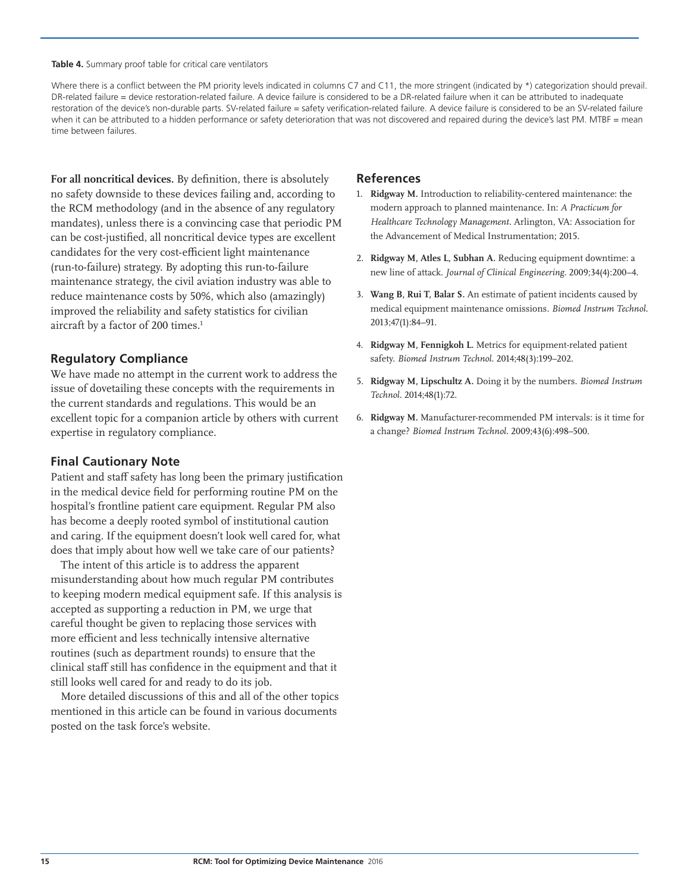**Table 4.** Summary proof table for critical care ventilators

Where there is a conflict between the PM priority levels indicated in columns C7 and C11, the more stringent (indicated by *) categorization should prevail. DR-related failure = device restoration-related failure. A device failure is considered to be a DR-related failure when it can be attributed to inadequate restoration of the device's non-durable parts. SV-related failure = safety verification-related failure. A device failure is considered to be an SV-related failure when it can be attributed to a hidden performance or safety deterioration that was not discovered and repaired during the device's last PM. MTBF = mean time between failures.

**For all noncritical devices.** By definition, there is absolutely no safety downside to these devices failing and, according to the RCM methodology (and in the absence of any regulatory mandates), unless there is a convincing case that periodic PM can be cost-justified, all noncritical device types are excellent candidates for the very cost-efficient light maintenance (run-to-failure) strategy. By adopting this run-to-failure maintenance strategy, the civil aviation industry was able to reduce maintenance costs by 50%, which also (amazingly) improved the reliability and safety statistics for civilian aircraft by a factor of 200 times.[1]

## Regulatory Compliance

We have made no attempt in the current work to address the issue of dovetailing these concepts with the requirements in the current standards and regulations. This would be an excellent topic for a companion article by others with current expertise in regulatory compliance.

## Final Cautionary Note

Patient and staff safety has long been the primary justification in the medical device field for performing routine PM on the hospital's frontline patient care equipment. Regular PM also has become a deeply rooted symbol of institutional caution and caring. If the equipment doesn't look well cared for, what does that imply about how well we take care of our patients?

The intent of this article is to address the apparent misunderstanding about how much regular PM contributes to keeping modern medical equipment safe. If this analysis is accepted as supporting a reduction in PM, we urge that careful thought be given to replacing those services with more efficient and less technically intensive alternative routines (such as department rounds) to ensure that the clinical staff still has confidence in the equipment and that it still looks well cared for and ready to do its job.

More detailed discussions of this and all of the other topics mentioned in this article can be found in various documents posted on the task force's website.

## References

1. **Ridgway M.** Introduction to reliability-centered maintenance: the modern approach to planned maintenance. In: *A Practicum for Healthcare Technology Management*. Arlington, VA: Association for the Advancement of Medical Instrumentation; 2015.
2. **Ridgway M, Atles L, Subhan A.** Reducing equipment downtime: a new line of attack. *Journal of Clinical Engineering.* 2009;34(4):200–4.
3. **Wang B, Rui T, Balar S.** An estimate of patient incidents caused by medical equipment maintenance omissions. *Biomed Instrum Technol.* 2013;47(1):84–91.
4. **Ridgway M, Fennigkoh L.** Metrics for equipment-related patient safety. *Biomed Instrum Technol.* 2014;48(3):199–202.
5. **Ridgway M, Lipschultz A.** Doing it by the numbers. *Biomed Instrum Technol.* 2014;48(1):72.
6. **Ridgway M.** Manufacturer-recommended PM intervals: is it time for a change? *Biomed Instrum Technol.* 2009;43(6):498–500.